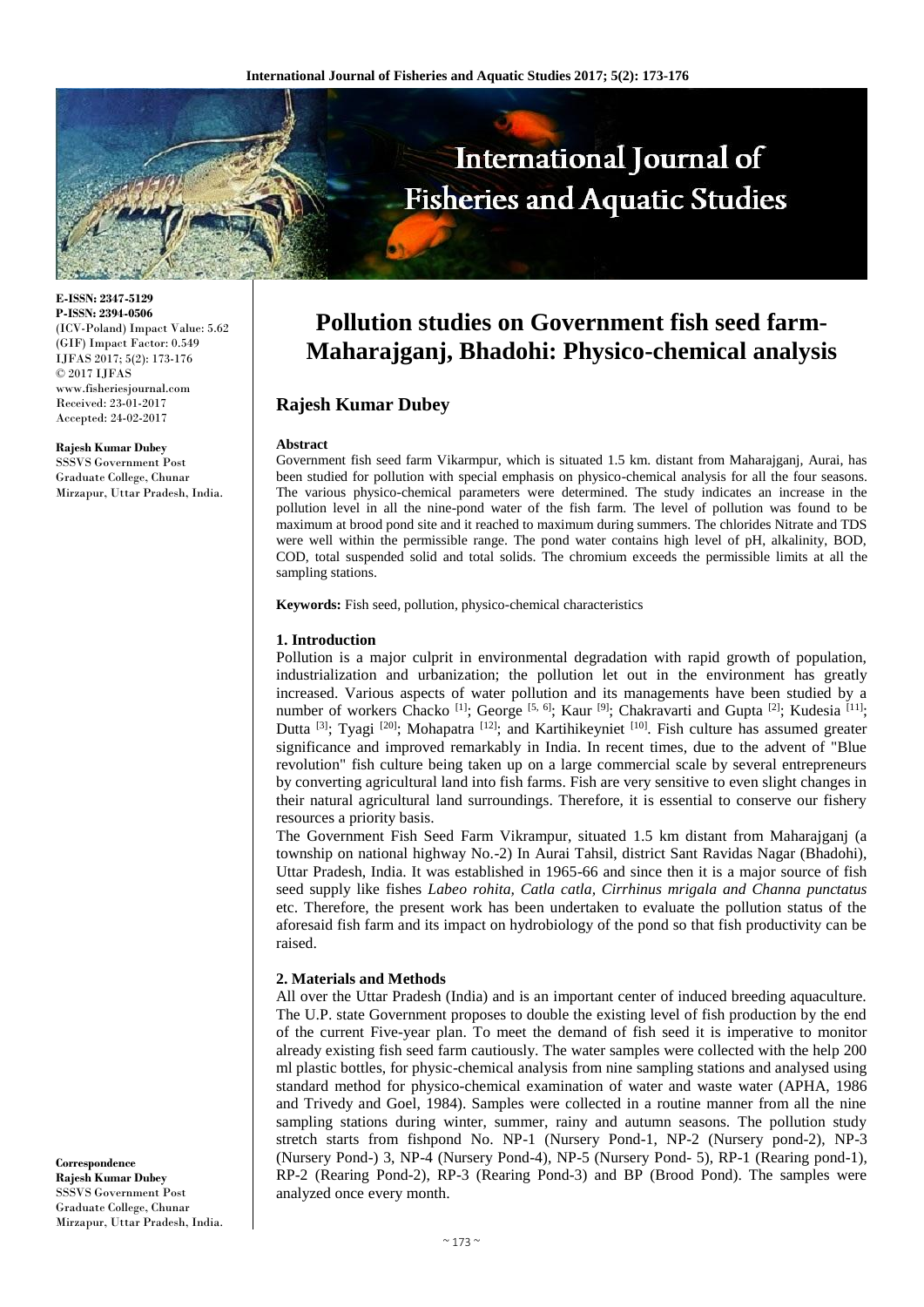E-ISSN: 2347-5129
P-ISSN: 2394-0506
(ICV-Poland) Impact Value: 5.62
(GIF) Impact Factor: 0.549
IJFAS 2017; 5(2): 173-176
© 2017 IJFAS
www.fisheriesjournal.com
Received: 23-01-2017
Accepted: 24-02-2017

**Rajesh Kumar Dubey**
SSSVS Government Post Graduate College, Chunar Mirzapur, Uttar Pradesh, India.

**Correspondence**
**Rajesh Kumar Dubey**
SSSVS Government Post Graduate College, Chunar Mirzapur, Uttar Pradesh, India.

# Pollution studies on Government fish seed farm-Maharajganj, Bhadohi: Physico-chemical analysis

## Rajesh Kumar Dubey

### Abstract

Government fish seed farm Vikarmpur, which is situated 1.5 km. distant from Maharajganj, Aurai, has been studied for pollution with special emphasis on physico-chemical analysis for all the four seasons. The various physico-chemical parameters were determined. The study indicates an increase in the pollution level in all the nine-pond water of the fish farm. The level of pollution was found to be maximum at brood pond site and it reached to maximum during summers. The chlorides Nitrate and TDS were well within the permissible range. The pond water contains high level of pH, alkalinity, BOD, COD, total suspended solid and total solids. The chromium exceeds the permissible limits at all the sampling stations.

**Keywords:** Fish seed, pollution, physico-chemical characteristics

## 1. Introduction

Pollution is a major culprit in environmental degradation with rapid growth of population, industrialization and urbanization; the pollution let out in the environment has greatly increased. Various aspects of water pollution and its managements have been studied by a number of workers Chacko [1]; George [5, 6]; Kaur [9]; Chakravarti and Gupta [2]; Kudesia [11]; Dutta [3]; Tyagi [20]; Mohapatra [12]; and Kartihikeyniet [10]. Fish culture has assumed greater significance and improved remarkably in India. In recent times, due to the advent of "Blue revolution" fish culture being taken up on a large commercial scale by several entrepreneurs by converting agricultural land into fish farms. Fish are very sensitive to even slight changes in their natural agricultural land surroundings. Therefore, it is essential to conserve our fishery resources a priority basis.

The Government Fish Seed Farm Vikrampur, situated 1.5 km distant from Maharajganj (a township on national highway No.-2) In Aurai Tahsil, district Sant Ravidas Nagar (Bhadohi), Uttar Pradesh, India. It was established in 1965-66 and since then it is a major source of fish seed supply like fishes *Labeo rohita, Catla catla, Cirrhinus mrigala and Channa punctatus* etc. Therefore, the present work has been undertaken to evaluate the pollution status of the aforesaid fish farm and its impact on hydrobiology of the pond so that fish productivity can be raised.

## 2. Materials and Methods

All over the Uttar Pradesh (India) and is an important center of induced breeding aquaculture. The U.P. state Government proposes to double the existing level of fish production by the end of the current Five-year plan. To meet the demand of fish seed it is imperative to monitor already existing fish seed farm cautiously. The water samples were collected with the help 200 ml plastic bottles, for physic-chemical analysis from nine sampling stations and analysed using standard method for physico-chemical examination of water and waste water (APHA, 1986 and Trivedy and Goel, 1984). Samples were collected in a routine manner from all the nine sampling stations during winter, summer, rainy and autumn seasons. The pollution study stretch starts from fishpond No. NP-1 (Nursery Pond-1, NP-2 (Nursery pond-2), NP-3 (Nursery Pond-) 3, NP-4 (Nursery Pond-4), NP-5 (Nursery Pond- 5), RP-1 (Rearing pond-1), RP-2 (Rearing Pond-2), RP-3 (Rearing Pond-3) and BP (Brood Pond). The samples were analyzed once every month.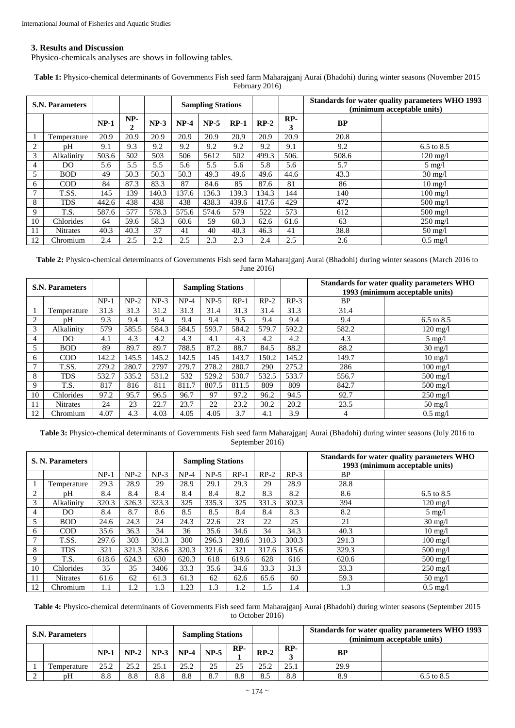## 3. Results and Discussion

Physico-chemicals analyses are shows in following tables.

**Table 1:** Physico-chemical determinants of Governments Fish seed farm Maharajganj Aurai (Bhadohi) during winter seasons (November 2015 February 2016)

| S.N. | Parameters | | | | Sampling Stations | | | | | Standards for water quality parameters WHO 1993 (minimum acceptable units) | |
|---|---|---|---|---|---|---|---|---|---|---|---|
| | | **NP-1** | **NP-2** | **NP-3** | **NP-4** | **NP-5** | **RP-1** | **RP-2** | **RP-3** | **BP** | |
| 1 | Temperature | 20.9 | 20.9 | 20.9 | 20.9 | 20.9 | 20.9 | 20.9 | 20.9 | 20.8 | |
| 2 | pH | 9.1 | 9.3 | 9.2 | 9.2 | 9.2 | 9.2 | 9.2 | 9.1 | 9.2 | 6.5 to 8.5 |
| 3 | Alkalinity | 503.6 | 502 | 503 | 506 | 5612 | 502 | 499.3 | 506. | 508.6 | 120 mg/l |
| 4 | DO | 5.6 | 5.5 | 5.5 | 5.6 | 5.5 | 5.6 | 5.8 | 5.6 | 5.7 | 5 mg/l |
| 5 | BOD | 49 | 50.3 | 50.3 | 50.3 | 49.3 | 49.6 | 49.6 | 44.6 | 43.3 | 30 mg/l |
| 6 | COD | 84 | 87.3 | 83.3 | 87 | 84.6 | 85 | 87.6 | 81 | 86 | 10 mg/l |
| 7 | T.SS. | 145 | 139 | 140.3 | 137.6 | 136.3 | 139.3 | 134.3 | 144 | 140 | 100 mg/l |
| 8 | TDS | 442.6 | 438 | 438 | 438 | 438.3 | 439.6 | 417.6 | 429 | 472 | 500 mg/l |
| 9 | T.S. | 587.6 | 577 | 578.3 | 575.6 | 574.6 | 579 | 522 | 573 | 612 | 500 mg/l |
| 10 | Chlorides | 64 | 59.6 | 58.3 | 60.6 | 59 | 60.3 | 62.6 | 61.6 | 63 | 250 mg/l |
| 11 | Nitrates | 40.3 | 40.3 | 37 | 41 | 40 | 40.3 | 46.3 | 41 | 38.8 | 50 mg/l |
| 12 | Chromium | 2.4 | 2.5 | 2.2 | 2.5 | 2.3 | 2.3 | 2.4 | 2.5 | 2.6 | 0.5 mg/l |

**Table 2:** Physico-chemical determinants of Governments Fish seed farm Maharajganj Aurai (Bhadohi) during winter seasons (March 2016 to June 2016)

| S.N. | Parameters | | | | Sampling Stations | | | | | Standards for water quality parameters WHO 1993 (minimum acceptable units) | |
|---|---|---|---|---|---|---|---|---|---|---|---|
| | | NP-1 | NP-2 | NP-3 | NP-4 | NP-5 | RP-1 | RP-2 | RP-3 | BP | |
| 1 | Temperature | 31.3 | 31.3 | 31.2 | 31.3 | 31.4 | 31.3 | 31.4 | 31.3 | 31.4 | |
| 2 | pH | 9.3 | 9.4 | 9.4 | 9.4 | 9.4 | 9.5 | 9.4 | 9.4 | 9.4 | 6.5 to 8.5 |
| 3 | Alkalinity | 579 | 585.5 | 584.3 | 584.5 | 593.7 | 584.2 | 579.7 | 592.2 | 582.2 | 120 mg/l |
| 4 | DO | 4.1 | 4.3 | 4.2 | 4.3 | 4.1 | 4.3 | 4.2 | 4.2 | 4.3 | 5 mg/l |
| 5 | BOD | 89 | 89.7 | 89.7 | 788.5 | 87.2 | 88.7 | 84.5 | 88.2 | 88.2 | 30 mg/l |
| 6 | COD | 142.2 | 145.5 | 145.2 | 142.5 | 145 | 143.7 | 150.2 | 145.2 | 149.7 | 10 mg/l |
| 7 | T.SS. | 279.2 | 280.7 | 2797 | 279.7 | 278.2 | 280.7 | 290 | 275.2 | 286 | 100 mg/l |
| 8 | TDS | 532.7 | 535.2 | 531.2 | 532 | 529.2 | 530.7 | 532.5 | 533.7 | 556.7 | 500 mg/l |
| 9 | T.S. | 817 | 816 | 811 | 811.7 | 807.5 | 811.5 | 809 | 809 | 842.7 | 500 mg/l |
| 10 | Chlorides | 97.2 | 95.7 | 96.5 | 96.7 | 97 | 97.2 | 96.2 | 94.5 | 92.7 | 250 mg/l |
| 11 | Nitrates | 24 | 23 | 22.7 | 23.7 | 22 | 23.2 | 30.2 | 20.2 | 23.5 | 50 mg/l |
| 12 | Chromium | 4.07 | 4.3 | 4.03 | 4.05 | 4.05 | 3.7 | 4.1 | 3.9 | 4 | 0.5 mg/l |

**Table 3:** Physico-chemical determinants of Governments Fish seed farm Maharajganj Aurai (Bhadohi) during winter seasons (July 2016 to September 2016)

| S. N. | Parameters | | | | Sampling Stations | | | | | Standards for water quality parameters WHO 1993 (minimum acceptable units) | |
|---|---|---|---|---|---|---|---|---|---|---|---|
| | | NP-1 | NP-2 | NP-3 | NP-4 | NP-5 | RP-1 | RP-2 | RP-3 | BP | |
| 1 | Temperature | 29.3 | 28.9 | 29 | 28.9 | 29.1 | 29.3 | 29 | 28.9 | 28.8 | |
| 2 | pH | 8.4 | 8.4 | 8.4 | 8.4 | 8.4 | 8.2 | 8.3 | 8.2 | 8.6 | 6.5 to 8.5 |
| 3 | Alkalinity | 320.3 | 326.3 | 323.3 | 325 | 335.3 | 325 | 331.3 | 302.3 | 394 | 120 mg/l |
| 4 | DO | 8.4 | 8.7 | 8.6 | 8.5 | 8.5 | 8.4 | 8.4 | 8.3 | 8.2 | 5 mg/l |
| 5 | BOD | 24.6 | 24.3 | 24 | 24.3 | 22.6 | 23 | 22 | 25 | 21 | 30 mg/l |
| 6 | COD | 35.6 | 36.3 | 34 | 36 | 35.6 | 34.6 | 34 | 34.3 | 40.3 | 10 mg/l |
| 7 | T.SS. | 297.6 | 303 | 301.3 | 300 | 296.3 | 298.6 | 310.3 | 300.3 | 291.3 | 100 mg/l |
| 8 | TDS | 321 | 321.3 | 328.6 | 320.3 | 321.6 | 321 | 317.6 | 315.6 | 329.3 | 500 mg/l |
| 9 | T.S. | 618.6 | 624.3 | 630 | 620.3 | 618 | 619.6 | 628 | 616 | 620.6 | 500 mg/l |
| 10 | Chlorides | 35 | 35 | 3406 | 33.3 | 35.6 | 34.6 | 33.3 | 31.3 | 33.3 | 250 mg/l |
| 11 | Nitrates | 61.6 | 62 | 61.3 | 61.3 | 62 | 62.6 | 65.6 | 60 | 59.3 | 50 mg/l |
| 12 | Chromium | 1.1 | 1.2 | 1.3 | 1.23 | 1.3 | 1.2 | 1.5 | 1.4 | 1.3 | 0.5 mg/l |

**Table 4:** Physico-chemical determinants of Governments Fish seed farm Maharajganj Aurai (Bhadohi) during winter seasons (September 2015 to October 2016)

| S.N. | Parameters | | | | Sampling Stations | | | | | Standards for water quality parameters WHO 1993 (minimum acceptable units) | |
|---|---|---|---|---|---|---|---|---|---|---|---|
| | | **NP-1** | **NP-2** | **NP-3** | **NP-4** | **NP-5** | **RP-1** | **RP-2** | **RP-3** | **BP** | |
| 1 | Temperature | 25.2 | 25.2 | 25.1 | 25.2 | 25 | 25 | 25.2 | 25.1 | 29.9 | |
| 2 | pH | 8.8 | 8.8 | 8.8 | 8.8 | 8.7 | 8.8 | 8.5 | 8.8 | 8.9 | 6.5 to 8.5 |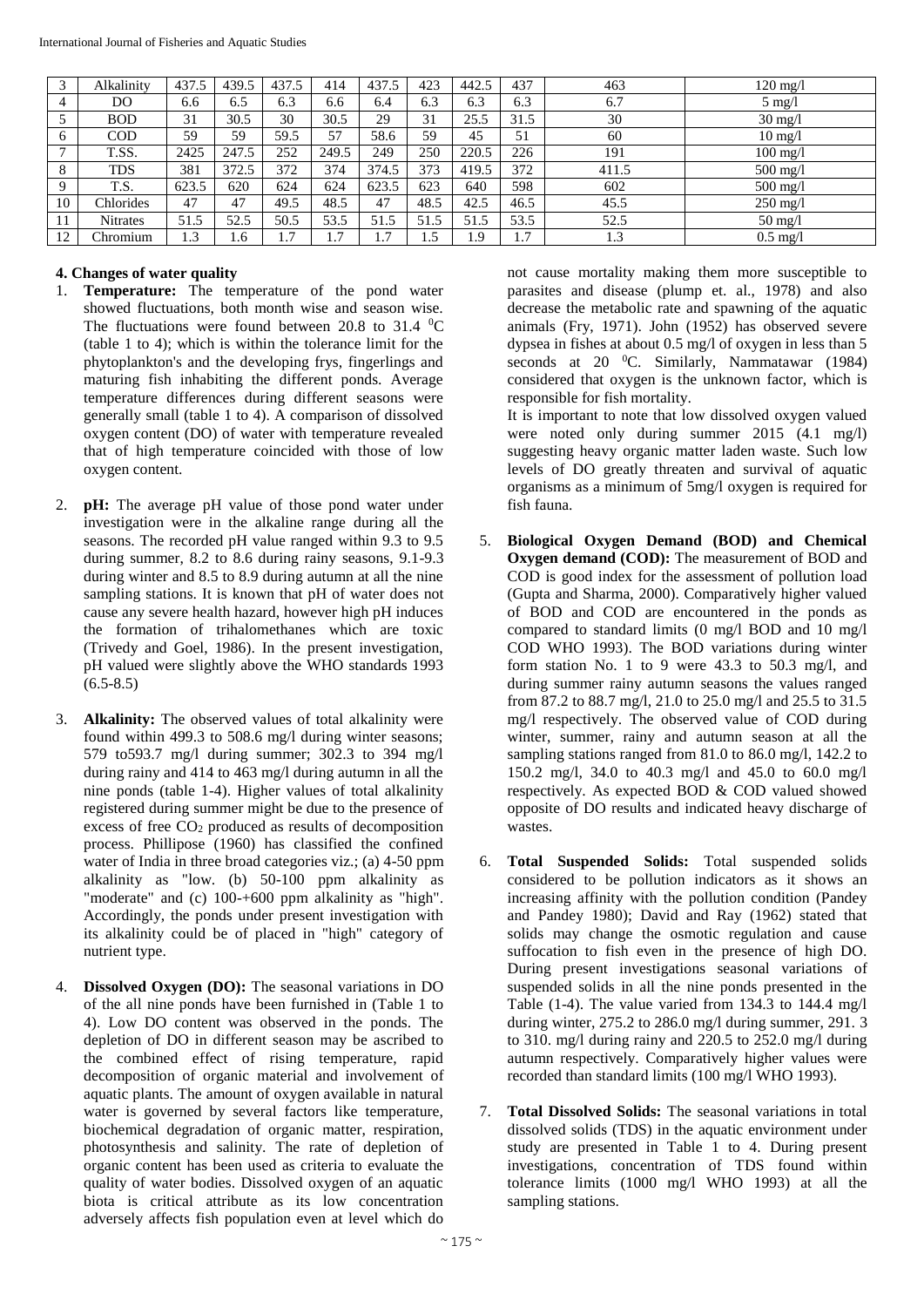| 3 | Alkalinity | 437.5 | 439.5 | 437.5 | 414 | 437.5 | 423 | 442.5 | 437 | 463 | 120 mg/l |
|---|---|---|---|---|---|---|---|---|---|---|---|
| 4 | DO | 6.6 | 6.5 | 6.3 | 6.6 | 6.4 | 6.3 | 6.3 | 6.3 | 6.7 | 5 mg/l |
| 5 | BOD | 31 | 30.5 | 30 | 30.5 | 29 | 31 | 25.5 | 31.5 | 30 | 30 mg/l |
| 6 | COD | 59 | 59 | 59.5 | 57 | 58.6 | 59 | 45 | 51 | 60 | 10 mg/l |
| 7 | T.SS. | 2425 | 247.5 | 252 | 249.5 | 249 | 250 | 220.5 | 226 | 191 | 100 mg/l |
| 8 | TDS | 381 | 372.5 | 372 | 374 | 374.5 | 373 | 419.5 | 372 | 411.5 | 500 mg/l |
| 9 | T.S. | 623.5 | 620 | 624 | 624 | 623.5 | 623 | 640 | 598 | 602 | 500 mg/l |
| 10 | Chlorides | 47 | 47 | 49.5 | 48.5 | 47 | 48.5 | 42.5 | 46.5 | 45.5 | 250 mg/l |
| 11 | Nitrates | 51.5 | 52.5 | 50.5 | 53.5 | 51.5 | 51.5 | 51.5 | 53.5 | 52.5 | 50 mg/l |
| 12 | Chromium | 1.3 | 1.6 | 1.7 | 1.7 | 1.7 | 1.5 | 1.9 | 1.7 | 1.3 | 0.5 mg/l |

## 4. Changes of water quality

1. **Temperature:** The temperature of the pond water showed fluctuations, both month wise and season wise. The fluctuations were found between 20.8 to 31.4 $^0$C (table 1 to 4); which is within the tolerance limit for the phytoplankton's and the developing frys, fingerlings and maturing fish inhabiting the different ponds. Average temperature differences during different seasons were generally small (table 1 to 4). A comparison of dissolved oxygen content (DO) of water with temperature revealed that of high temperature coincided with those of low oxygen content.

2. **pH:** The average pH value of those pond water under investigation were in the alkaline range during all the seasons. The recorded pH value ranged within 9.3 to 9.5 during summer, 8.2 to 8.6 during rainy seasons, 9.1-9.3 during winter and 8.5 to 8.9 during autumn at all the nine sampling stations. It is known that pH of water does not cause any severe health hazard, however high pH induces the formation of trihalomethanes which are toxic (Trivedy and Goel, 1986). In the present investigation, pH valued were slightly above the WHO standards 1993 (6.5-8.5)

3. **Alkalinity:** The observed values of total alkalinity were found within 499.3 to 508.6 mg/l during winter seasons; 579 to593.7 mg/l during summer; 302.3 to 394 mg/l during rainy and 414 to 463 mg/l during autumn in all the nine ponds (table 1-4). Higher values of total alkalinity registered during summer might be due to the presence of excess of free $CO_2$ produced as results of decomposition process. Phillipose (1960) has classified the confined water of India in three broad categories viz.; (a) 4-50 ppm alkalinity as "low. (b) 50-100 ppm alkalinity as "moderate" and (c) 100-+600 ppm alkalinity as "high". Accordingly, the ponds under present investigation with its alkalinity could be of placed in "high" category of nutrient type.

4. **Dissolved Oxygen (DO):** The seasonal variations in DO of the all nine ponds have been furnished in (Table 1 to 4). Low DO content was observed in the ponds. The depletion of DO in different season may be ascribed to the combined effect of rising temperature, rapid decomposition of organic material and involvement of aquatic plants. The amount of oxygen available in natural water is governed by several factors like temperature, biochemical degradation of organic matter, respiration, photosynthesis and salinity. The rate of depletion of organic content has been used as criteria to evaluate the quality of water bodies. Dissolved oxygen of an aquatic biota is critical attribute as its low concentration adversely affects fish population even at level which do not cause mortality making them more susceptible to parasites and disease (plump et. al., 1978) and also decrease the metabolic rate and spawning of the aquatic animals (Fry, 1971). John (1952) has observed severe dypsea in fishes at about 0.5 mg/l of oxygen in less than 5 seconds at 20 $^0$C. Similarly, Nammatawar (1984) considered that oxygen is the unknown factor, which is responsible for fish mortality.

   It is important to note that low dissolved oxygen valued were noted only during summer 2015 (4.1 mg/l) suggesting heavy organic matter laden waste. Such low levels of DO greatly threaten and survival of aquatic organisms as a minimum of 5mg/l oxygen is required for fish fauna.

5. **Biological Oxygen Demand (BOD) and Chemical Oxygen demand (COD):** The measurement of BOD and COD is good index for the assessment of pollution load (Gupta and Sharma, 2000). Comparatively higher valued of BOD and COD are encountered in the ponds as compared to standard limits (0 mg/l BOD and 10 mg/l COD WHO 1993). The BOD variations during winter form station No. 1 to 9 were 43.3 to 50.3 mg/l, and during summer rainy autumn seasons the values ranged from 87.2 to 88.7 mg/l, 21.0 to 25.0 mg/l and 25.5 to 31.5 mg/l respectively. The observed value of COD during winter, summer, rainy and autumn season at all the sampling stations ranged from 81.0 to 86.0 mg/l, 142.2 to 150.2 mg/l, 34.0 to 40.3 mg/l and 45.0 to 60.0 mg/l respectively. As expected BOD & COD valued showed opposite of DO results and indicated heavy discharge of wastes.

6. **Total Suspended Solids:** Total suspended solids considered to be pollution indicators as it shows an increasing affinity with the pollution condition (Pandey and Pandey 1980); David and Ray (1962) stated that solids may change the osmotic regulation and cause suffocation to fish even in the presence of high DO. During present investigations seasonal variations of suspended solids in all the nine ponds presented in the Table (1-4). The value varied from 134.3 to 144.4 mg/l during winter, 275.2 to 286.0 mg/l during summer, 291. 3 to 310. mg/l during rainy and 220.5 to 252.0 mg/l during autumn respectively. Comparatively higher values were recorded than standard limits (100 mg/l WHO 1993).

7. **Total Dissolved Solids:** The seasonal variations in total dissolved solids (TDS) in the aquatic environment under study are presented in Table 1 to 4. During present investigations, concentration of TDS found within tolerance limits (1000 mg/l WHO 1993) at all the sampling stations.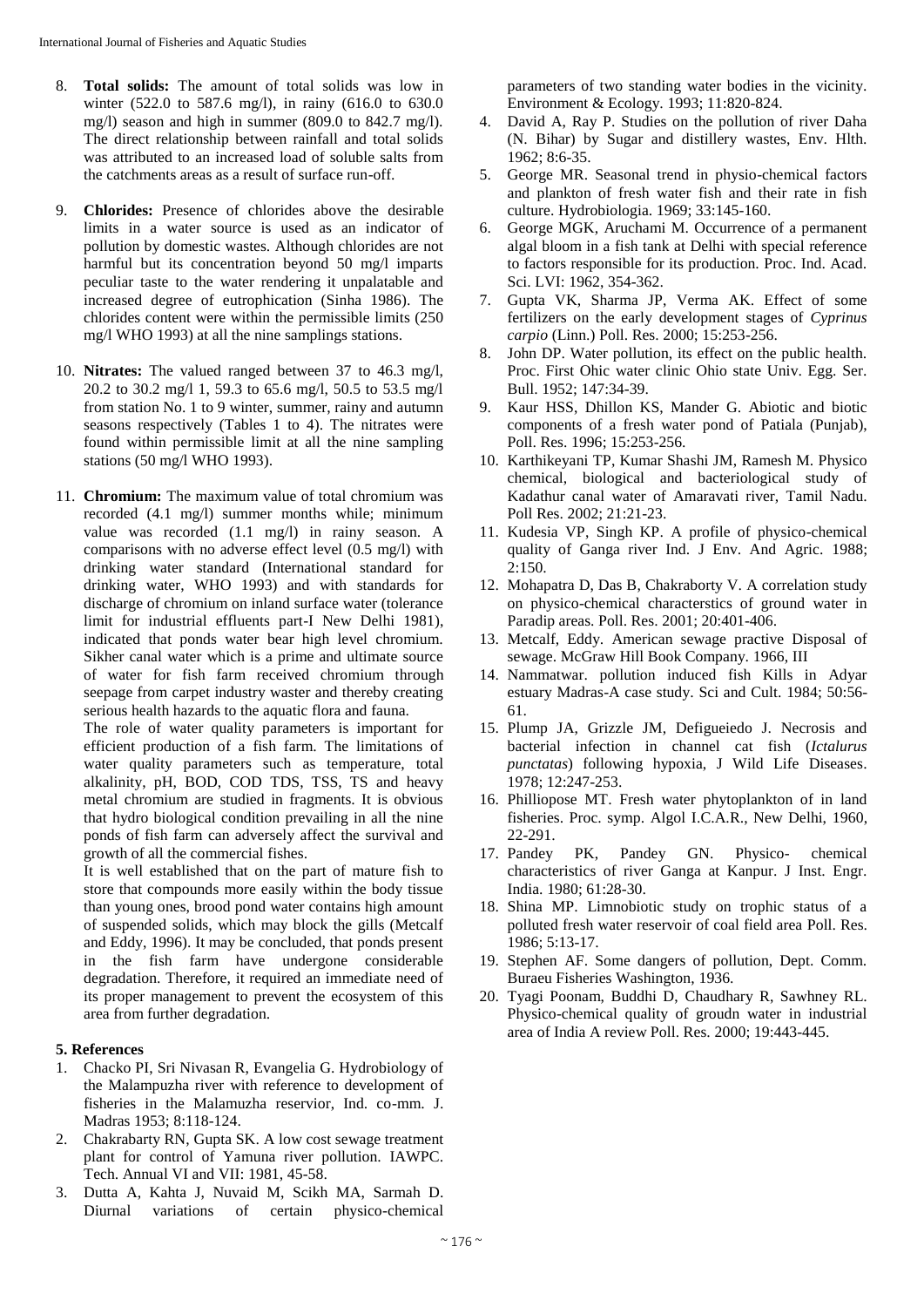8. **Total solids:** The amount of total solids was low in winter (522.0 to 587.6 mg/l), in rainy (616.0 to 630.0 mg/l) season and high in summer (809.0 to 842.7 mg/l). The direct relationship between rainfall and total solids was attributed to an increased load of soluble salts from the catchments areas as a result of surface run-off.

9. **Chlorides:** Presence of chlorides above the desirable limits in a water source is used as an indicator of pollution by domestic wastes. Although chlorides are not harmful but its concentration beyond 50 mg/l imparts peculiar taste to the water rendering it unpalatable and increased degree of eutrophication (Sinha 1986). The chlorides content were within the permissible limits (250 mg/l WHO 1993) at all the nine samplings stations.

10. **Nitrates:** The valued ranged between 37 to 46.3 mg/l, 20.2 to 30.2 mg/l 1, 59.3 to 65.6 mg/l, 50.5 to 53.5 mg/l from station No. 1 to 9 winter, summer, rainy and autumn seasons respectively (Tables 1 to 4). The nitrates were found within permissible limit at all the nine sampling stations (50 mg/l WHO 1993).

11. **Chromium:** The maximum value of total chromium was recorded (4.1 mg/l) summer months while; minimum value was recorded (1.1 mg/l) in rainy season. A comparisons with no adverse effect level (0.5 mg/l) with drinking water standard (International standard for drinking water, WHO 1993) and with standards for discharge of chromium on inland surface water (tolerance limit for industrial effluents part-I New Delhi 1981), indicated that ponds water bear high level chromium. Sikher canal water which is a prime and ultimate source of water for fish farm received chromium through seepage from carpet industry waster and thereby creating serious health hazards to the aquatic flora and fauna.

    The role of water quality parameters is important for efficient production of a fish farm. The limitations of water quality parameters such as temperature, total alkalinity, pH, BOD, COD TDS, TSS, TS and heavy metal chromium are studied in fragments. It is obvious that hydro biological condition prevailing in all the nine ponds of fish farm can adversely affect the survival and growth of all the commercial fishes.

    It is well established that on the part of mature fish to store that compounds more easily within the body tissue than young ones, brood pond water contains high amount of suspended solids, which may block the gills (Metcalf and Eddy, 1996). It may be concluded, that ponds present in the fish farm have undergone considerable degradation. Therefore, it required an immediate need of its proper management to prevent the ecosystem of this area from further degradation.

## 5. References

1. Chacko PI, Sri Nivasan R, Evangelia G. Hydrobiology of the Malampuzha river with reference to development of fisheries in the Malamuzha reservior, Ind. co-mm. J. Madras 1953; 8:118-124.
2. Chakrabarty RN, Gupta SK. A low cost sewage treatment plant for control of Yamuna river pollution. IAWPC. Tech. Annual VI and VII: 1981, 45-58.
3. Dutta A, Kahta J, Nuvaid M, Scikh MA, Sarmah D. Diurnal variations of certain physico-chemical parameters of two standing water bodies in the vicinity. Environment & Ecology. 1993; 11:820-824.
4. David A, Ray P. Studies on the pollution of river Daha (N. Bihar) by Sugar and distillery wastes, Env. Hlth. 1962; 8:6-35.
5. George MR. Seasonal trend in physio-chemical factors and plankton of fresh water fish and their rate in fish culture. Hydrobiologia. 1969; 33:145-160.
6. George MGK, Aruchami M. Occurrence of a permanent algal bloom in a fish tank at Delhi with special reference to factors responsible for its production. Proc. Ind. Acad. Sci. LVI: 1962, 354-362.
7. Gupta VK, Sharma JP, Verma AK. Effect of some fertilizers on the early development stages of *Cyprinus carpio* (Linn.) Poll. Res. 2000; 15:253-256.
8. John DP. Water pollution, its effect on the public health. Proc. First Ohic water clinic Ohio state Univ. Egg. Ser. Bull. 1952; 147:34-39.
9. Kaur HSS, Dhillon KS, Mander G. Abiotic and biotic components of a fresh water pond of Patiala (Punjab), Poll. Res. 1996; 15:253-256.
10. Karthikeyani TP, Kumar Shashi JM, Ramesh M. Physico chemical, biological and bacteriological study of Kadathur canal water of Amaravati river, Tamil Nadu. Poll Res. 2002; 21:21-23.
11. Kudesia VP, Singh KP. A profile of physico-chemical quality of Ganga river Ind. J Env. And Agric. 1988; 2:150.
12. Mohapatra D, Das B, Chakraborty V. A correlation study on physico-chemical characterstics of ground water in Paradip areas. Poll. Res. 2001; 20:401-406.
13. Metcalf, Eddy. American sewage practive Disposal of sewage. McGraw Hill Book Company. 1966, III
14. Nammatwar. pollution induced fish Kills in Adyar estuary Madras-A case study. Sci and Cult. 1984; 50:56-61.
15. Plump JA, Grizzle JM, Defigueiedo J. Necrosis and bacterial infection in channel cat fish (*Ictalurus punctatas*) following hypoxia, J Wild Life Diseases. 1978; 12:247-253.
16. Philliopose MT. Fresh water phytoplankton of in land fisheries. Proc. symp. Algol I.C.A.R., New Delhi, 1960, 22-291.
17. Pandey PK, Pandey GN. Physico- chemical characteristics of river Ganga at Kanpur. J Inst. Engr. India. 1980; 61:28-30.
18. Shina MP. Limnobiotic study on trophic status of a polluted fresh water reservoir of coal field area Poll. Res. 1986; 5:13-17.
19. Stephen AF. Some dangers of pollution, Dept. Comm. Buraeu Fisheries Washington, 1936.
20. Tyagi Poonam, Buddhi D, Chaudhary R, Sawhney RL. Physico-chemical quality of groudn water in industrial area of India A review Poll. Res. 2000; 19:443-445.